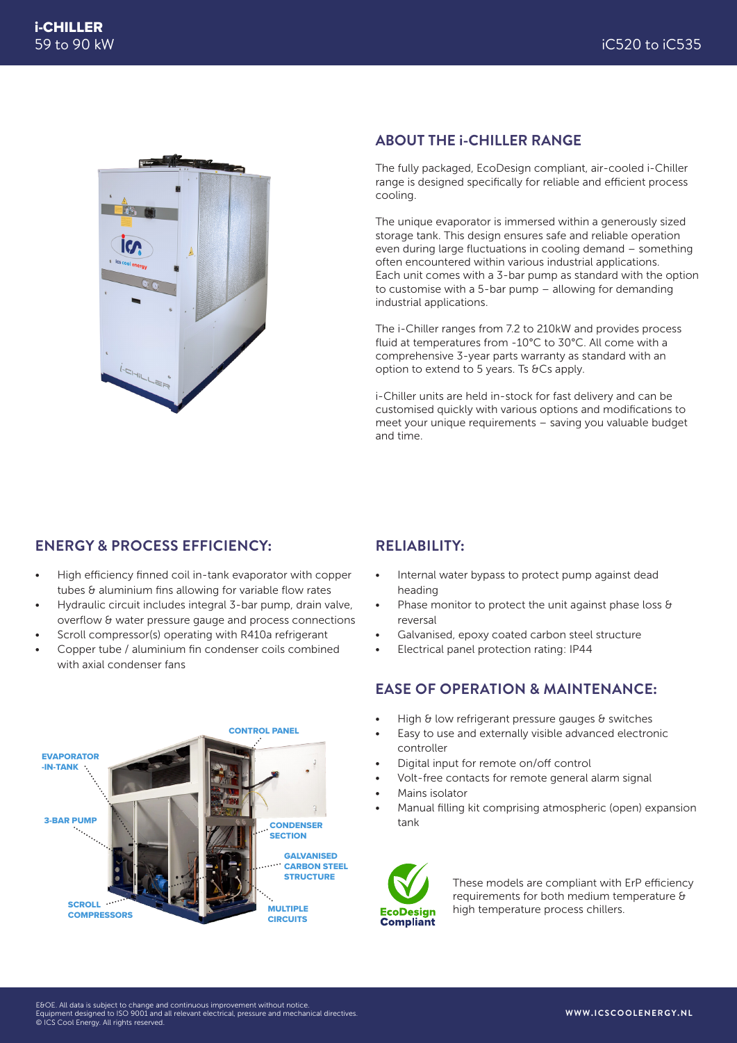# i-CHILLER

59 to 90 kW

iC520 to iC535

## ABOUT THE i-CHILLER RANGE

The fully packaged, EcoDesign compliant, air-cooled i-Chiller range is designed specifically for reliable and efficient process cooling.

The unique evaporator is immersed within a generously sized storage tank. This design ensures safe and reliable operation even during large fluctuations in cooling demand – something often encountered within various industrial applications. Each unit comes with a 3-bar pump as standard with the option to customise with a 5-bar pump – allowing for demanding industrial applications.

The i-Chiller ranges from 7.2 to 210kW and provides process fluid at temperatures from -10°C to 30°C. All come with a comprehensive 3-year parts warranty as standard with an option to extend to 5 years. Ts &Cs apply.

i-Chiller units are held in-stock for fast delivery and can be customised quickly with various options and modifications to meet your unique requirements – saving you valuable budget and time.

## ENERGY & PROCESS EFFICIENCY:

- High efficiency finned coil in-tank evaporator with copper tubes & aluminium fins allowing for variable flow rates
- Hydraulic circuit includes integral 3-bar pump, drain valve, overflow & water pressure gauge and process connections
- Scroll compressor(s) operating with R410a refrigerant
- Copper tube / aluminium fin condenser coils combined with axial condenser fans

EVAPORATOR -IN-TANK

3-BAR PUMP

SCROLL COMPRESSORS

CONTROL PANEL

CONDENSER SECTION

GALVANISED CARBON STEEL STRUCTURE

MULTIPLE CIRCUITS

## RELIABILITY:

- Internal water bypass to protect pump against dead heading
- Phase monitor to protect the unit against phase loss & reversal
- Galvanised, epoxy coated carbon steel structure
- Electrical panel protection rating: IP44

## EASE OF OPERATION & MAINTENANCE:

- High & low refrigerant pressure gauges & switches
- Easy to use and externally visible advanced electronic controller
- Digital input for remote on/off control
- Volt-free contacts for remote general alarm signal
- Mains isolator
- Manual filling kit comprising atmospheric (open) expansion tank

EcoDesign Compliant

These models are compliant with ErP efficiency requirements for both medium temperature & high temperature process chillers.

E&OE. All data is subject to change and continuous improvement without notice.
Equipment designed to ISO 9001 and all relevant electrical, pressure and mechanical directives.
© ICS Cool Energy. All rights reserved.

WWW.ICSCOOLENERGY.NL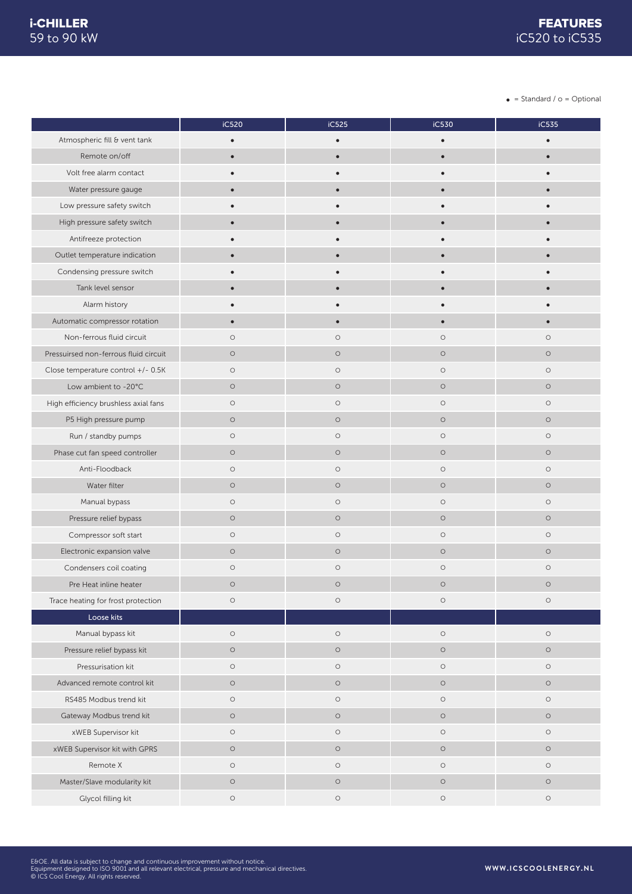# i-CHILLER 59 to 90 kW

# FEATURES iC520 to iC535

● = Standard / ○ = Optional

| | iC520 | iC525 | iC530 | iC535 |
|---|---|---|---|---|
| Atmospheric fill & vent tank | ● | ● | ● | ● |
| Remote on/off | ● | ● | ● | ● |
| Volt free alarm contact | ● | ● | ● | ● |
| Water pressure gauge | ● | ● | ● | ● |
| Low pressure safety switch | ● | ● | ● | ● |
| High pressure safety switch | ● | ● | ● | ● |
| Antifreeze protection | ● | ● | ● | ● |
| Outlet temperature indication | ● | ● | ● | ● |
| Condensing pressure switch | ● | ● | ● | ● |
| Tank level sensor | ● | ● | ● | ● |
| Alarm history | ● | ● | ● | ● |
| Automatic compressor rotation | ● | ● | ● | ● |
| Non-ferrous fluid circuit | ○ | ○ | ○ | ○ |
| Pressuirsed non-ferrous fluid circuit | ○ | ○ | ○ | ○ |
| Close temperature control +/- 0.5K | ○ | ○ | ○ | ○ |
| Low ambient to -20°C | ○ | ○ | ○ | ○ |
| High efficiency brushless axial fans | ○ | ○ | ○ | ○ |
| P5 High pressure pump | ○ | ○ | ○ | ○ |
| Run / standby pumps | ○ | ○ | ○ | ○ |
| Phase cut fan speed controller | ○ | ○ | ○ | ○ |
| Anti-Floodback | ○ | ○ | ○ | ○ |
| Water filter | ○ | ○ | ○ | ○ |
| Manual bypass | ○ | ○ | ○ | ○ |
| Pressure relief bypass | ○ | ○ | ○ | ○ |
| Compressor soft start | ○ | ○ | ○ | ○ |
| Electronic expansion valve | ○ | ○ | ○ | ○ |
| Condensers coil coating | ○ | ○ | ○ | ○ |
| Pre Heat inline heater | ○ | ○ | ○ | ○ |
| Trace heating for frost protection | ○ | ○ | ○ | ○ |
| **Loose kits** | | | | |
| Manual bypass kit | ○ | ○ | ○ | ○ |
| Pressure relief bypass kit | ○ | ○ | ○ | ○ |
| Pressurisation kit | ○ | ○ | ○ | ○ |
| Advanced remote control kit | ○ | ○ | ○ | ○ |
| RS485 Modbus trend kit | ○ | ○ | ○ | ○ |
| Gateway Modbus trend kit | ○ | ○ | ○ | ○ |
| xWEB Supervisor kit | ○ | ○ | ○ | ○ |
| xWEB Supervisor kit with GPRS | ○ | ○ | ○ | ○ |
| Remote X | ○ | ○ | ○ | ○ |
| Master/Slave modularity kit | ○ | ○ | ○ | ○ |
| Glycol filling kit | ○ | ○ | ○ | ○ |

E&OE. All data is subject to change and continuous improvement without notice.
Equipment designed to ISO 9001 and all relevant electrical, pressure and mechanical directives.
© ICS Cool Energy. All rights reserved.

WWW.ICSCOOLENERGY.NL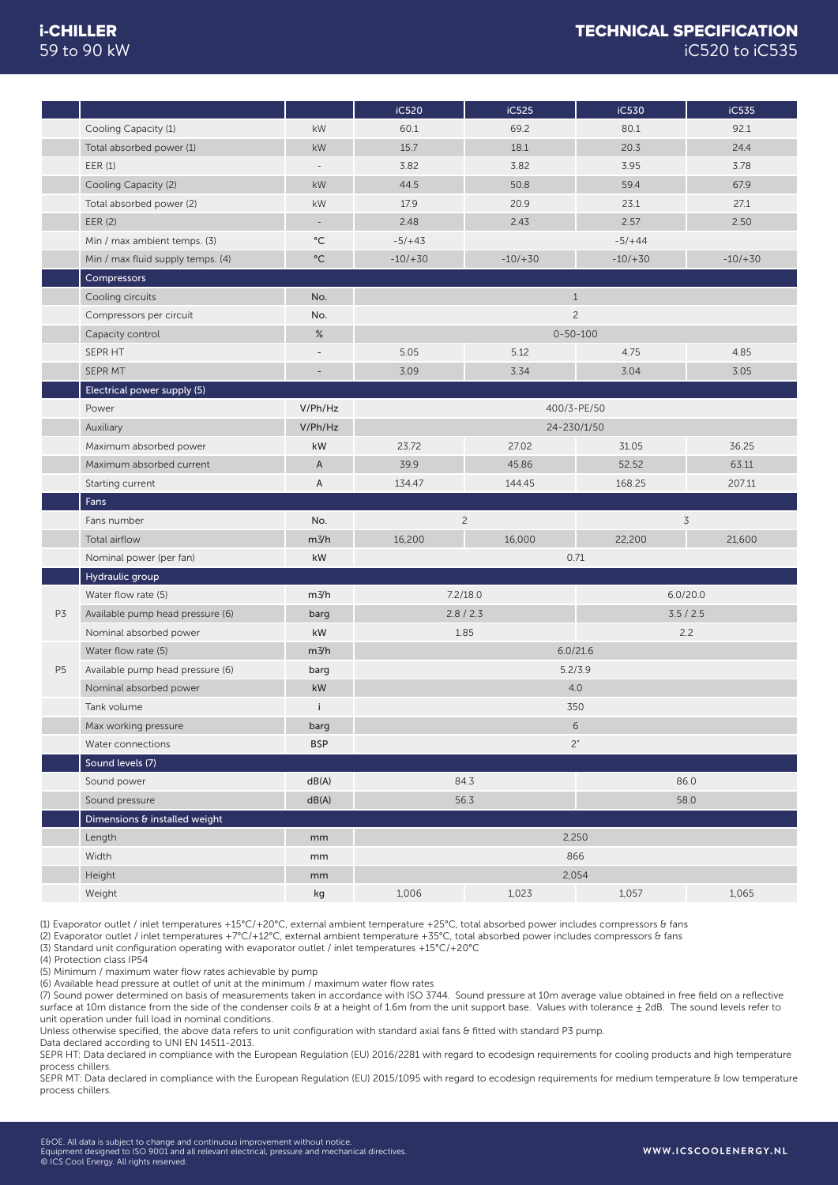# i-CHILLER 59 to 90 kW

## TECHNICAL SPECIFICATION iC520 to iC535

| | | | iC520 | iC525 | iC530 | iC535 |
|---|---|---|---|---|---|---|
| | Cooling Capacity (1) | kW | 60.1 | 69.2 | 80.1 | 92.1 |
| | Total absorbed power (1) | kW | 15.7 | 18.1 | 20.3 | 24.4 |
| | EER (1) | - | 3.82 | 3.82 | 3.95 | 3.78 |
| | Cooling Capacity (2) | kW | 44.5 | 50.8 | 59.4 | 67.9 |
| | Total absorbed power (2) | kW | 17.9 | 20.9 | 23.1 | 27.1 |
| | EER (2) | - | 2.48 | 2.43 | 2.57 | 2.50 |
| | Min / max ambient temps. (3) | °C | -5/+43 | -5/+44 | | |
| | Min / max fluid supply temps. (4) | °C | -10/+30 | -10/+30 | -10/+30 | -10/+30 |
| | **Compressors** | | | | | |
| | Cooling circuits | No. | 1 | | | |
| | Compressors per circuit | No. | 2 | | | |
| | Capacity control | % | 0-50-100 | | | |
| | SEPR HT | - | 5.05 | 5.12 | 4.75 | 4.85 |
| | SEPR MT | - | 3.09 | 3.34 | 3.04 | 3.05 |
| | **Electrical power supply (5)** | | | | | |
| | Power | V/Ph/Hz | 400/3-PE/50 | | | |
| | Auxiliary | V/Ph/Hz | 24-230/1/50 | | | |
| | Maximum absorbed power | kW | 23.72 | 27.02 | 31.05 | 36.25 |
| | Maximum absorbed current | A | 39.9 | 45.86 | 52.52 | 63.11 |
| | Starting current | A | 134.47 | 144.45 | 168.25 | 207.11 |
| | **Fans** | | | | | |
| | Fans number | No. | 2 | | 3 | |
| | Total airflow | m3/h | 16,200 | 16,000 | 22,200 | 21,600 |
| | Nominal power (per fan) | kW | 0.71 | | | |
| | **Hydraulic group** | | | | | |
| P3 | Water flow rate (5) | m3/h | 7.2/18.0 | | 6.0/20.0 | |
| P3 | Available pump head pressure (6) | barg | 2.8 / 2.3 | | 3.5 / 2.5 | |
| P3 | Nominal absorbed power | kW | 1.85 | | 2.2 | |
| P5 | Water flow rate (5) | m3/h | 6.0/21.6 | | | |
| P5 | Available pump head pressure (6) | barg | 5.2/3.9 | | | |
| P5 | Nominal absorbed power | kW | 4.0 | | | |
| | Tank volume | l | 350 | | | |
| | Max working pressure | barg | 6 | | | |
| | Water connections | BSP | 2" | | | |
| | **Sound levels (7)** | | | | | |
| | Sound power | dB(A) | 84.3 | | 86.0 | |
| | Sound pressure | dB(A) | 56.3 | | 58.0 | |
| | **Dimensions & installed weight** | | | | | |
| | Length | mm | 2,250 | | | |
| | Width | mm | 866 | | | |
| | Height | mm | 2,054 | | | |
| | Weight | kg | 1,006 | 1,023 | 1,057 | 1,065 |

(1) Evaporator outlet / inlet temperatures +15°C/+20°C, external ambient temperature +25°C, total absorbed power includes compressors & fans
(2) Evaporator outlet / inlet temperatures +7°C/+12°C, external ambient temperature +35°C, total absorbed power includes compressors & fans
(3) Standard unit configuration operating with evaporator outlet / inlet temperatures +15°C/+20°C
(4) Protection class IP54
(5) Minimum / maximum water flow rates achievable by pump
(6) Available head pressure at outlet of unit at the minimum / maximum water flow rates
(7) Sound power determined on basis of measurements taken in accordance with ISO 3744. Sound pressure at 10m average value obtained in free field on a reflective surface at 10m distance from the side of the condenser coils & at a height of 1.6m from the unit support base. Values with tolerance ± 2dB. The sound levels refer to unit operation under full load in nominal conditions.
Unless otherwise specified, the above data refers to unit configuration with standard axial fans & fitted with standard P3 pump.
Data declared according to UNI EN 14511-2013.
SEPR HT: Data declared in compliance with the European Regulation (EU) 2016/2281 with regard to ecodesign requirements for cooling products and high temperature process chillers.
SEPR MT: Data declared in compliance with the European Regulation (EU) 2015/1095 with regard to ecodesign requirements for medium temperature & low temperature process chillers.

E&OE. All data is subject to change and continuous improvement without notice.
Equipment designed to ISO 9001 and all relevant electrical, pressure and mechanical directives.
© ICS Cool Energy. All rights reserved.

WWW.ICSCOOLENERGY.NL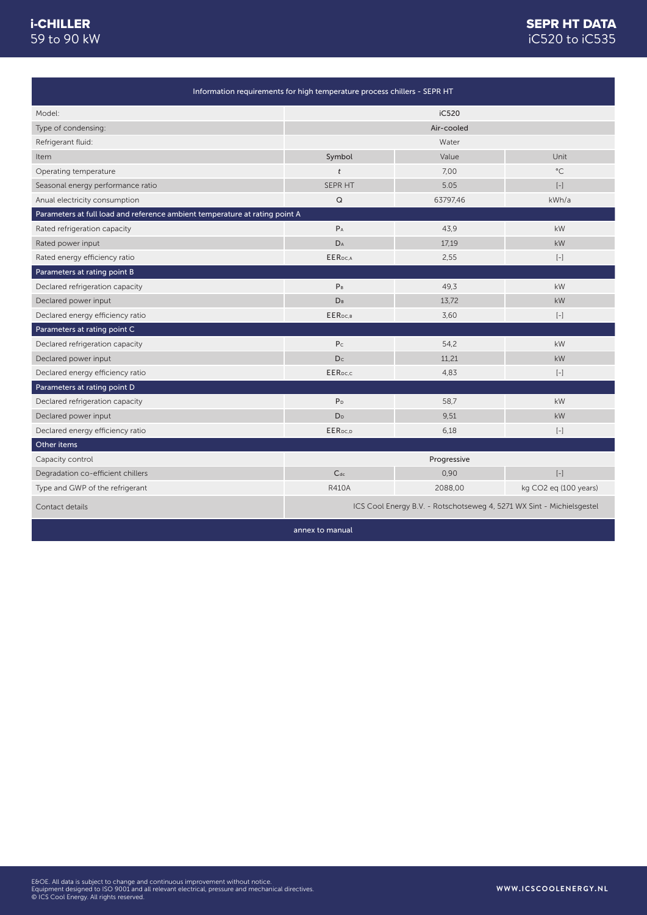| Information requirements for high temperature process chillers - SEPR HT | | | |
|---|---|---|---|
| Model: | iC520 | | |
| Type of condensing: | Air-cooled | | |
| Refrigerant fluid: | Water | | |
| Item | Symbol | Value | Unit |
| Operating temperature | *t* | 7,00 | °C |
| Seasonal energy performance ratio | SEPR HT | 5.05 | [-] |
| Anual electricity consumption | Q | 63797,46 | kWh/a |
| **Parameters at full load and reference ambient temperature at rating point A** | | | |
| Rated refrigeration capacity | $P_A$ | 43,9 | kW |
| Rated power input | $D_A$ | 17,19 | kW |
| Rated energy efficiency ratio | $EER_{DC,A}$ | 2,55 | [-] |
| **Parameters at rating point B** | | | |
| Declared refrigeration capacity | $P_B$ | 49,3 | kW |
| Declared power input | $D_B$ | 13,72 | kW |
| Declared energy efficiency ratio | $EER_{DC,B}$ | 3,60 | [-] |
| **Parameters at rating point C** | | | |
| Declared refrigeration capacity | $P_C$ | 54,2 | kW |
| Declared power input | $D_C$ | 11,21 | kW |
| Declared energy efficiency ratio | $EER_{DC,C}$ | 4,83 | [-] |
| **Parameters at rating point D** | | | |
| Declared refrigeration capacity | $P_D$ | 58,7 | kW |
| Declared power input | $D_D$ | 9,51 | kW |
| Declared energy efficiency ratio | $EER_{DC,D}$ | 6,18 | [-] |
| **Other items** | | | |
| Capacity control | Progressive | | |
| Degradation co-efficient chillers | $C_{dc}$ | 0,90 | [-] |
| Type and GWP of the refrigerant | R410A | 2088,00 | kg $CO_2$ eq (100 years) |
| Contact details | ICS Cool Energy B.V. - Rotschotseweg 4, 5271 WX Sint - Michielsgestel | | |

annex to manual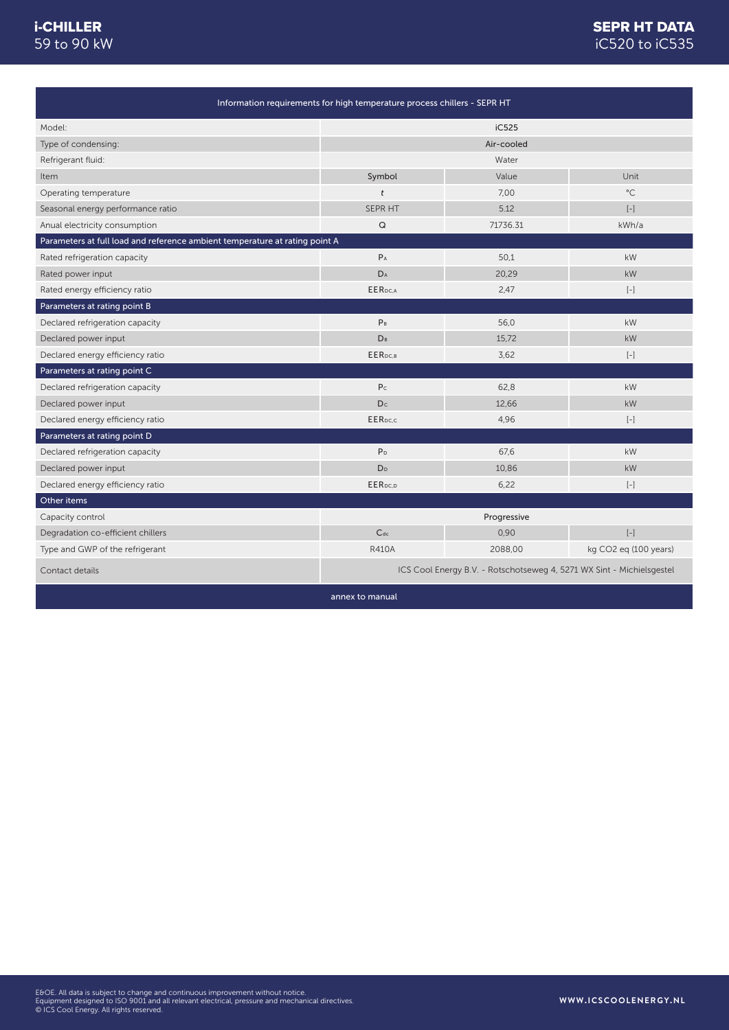| Information requirements for high temperature process chillers - SEPR HT | | | |
|---|---|---|---|
| Model: | iC525 | | |
| Type of condensing: | Air-cooled | | |
| Refrigerant fluid: | Water | | |
| Item | Symbol | Value | Unit |
| Operating temperature | $t$ | 7,00 | °C |
| Seasonal energy performance ratio | SEPR HT | 5.12 | [-] |
| Anual electricity consumption | Q | 71736.31 | kWh/a |
| **Parameters at full load and reference ambient temperature at rating point A** | | | |
| Rated refrigeration capacity | $P_A$ | 50,1 | kW |
| Rated power input | $D_A$ | 20,29 | kW |
| Rated energy efficiency ratio | $EER_{DC,A}$ | 2,47 | [-] |
| **Parameters at rating point B** | | | |
| Declared refrigeration capacity | $P_B$ | 56,0 | kW |
| Declared power input | $D_B$ | 15,72 | kW |
| Declared energy efficiency ratio | $EER_{DC,B}$ | 3,62 | [-] |
| **Parameters at rating point C** | | | |
| Declared refrigeration capacity | $P_C$ | 62,8 | kW |
| Declared power input | $D_C$ | 12,66 | kW |
| Declared energy efficiency ratio | $EER_{DC,C}$ | 4,96 | [-] |
| **Parameters at rating point D** | | | |
| Declared refrigeration capacity | $P_D$ | 67,6 | kW |
| Declared power input | $D_D$ | 10,86 | kW |
| Declared energy efficiency ratio | $EER_{DC,D}$ | 6,22 | [-] |
| **Other items** | | | |
| Capacity control | Progressive | | |
| Degradation co-efficient chillers | $C_{dc}$ | 0,90 | [-] |
| Type and GWP of the refrigerant | R410A | 2088,00 | kg $CO_2$ eq (100 years) |
| Contact details | ICS Cool Energy B.V. - Rotschotseweg 4, 5271 WX Sint - Michielsgestel | | |

annex to manual

E&OE. All data is subject to change and continuous improvement without notice.
Equipment designed to ISO 9001 and all relevant electrical, pressure and mechanical directives.
© ICS Cool Energy. All rights reserved.

WWW.ICSCOOLENERGY.NL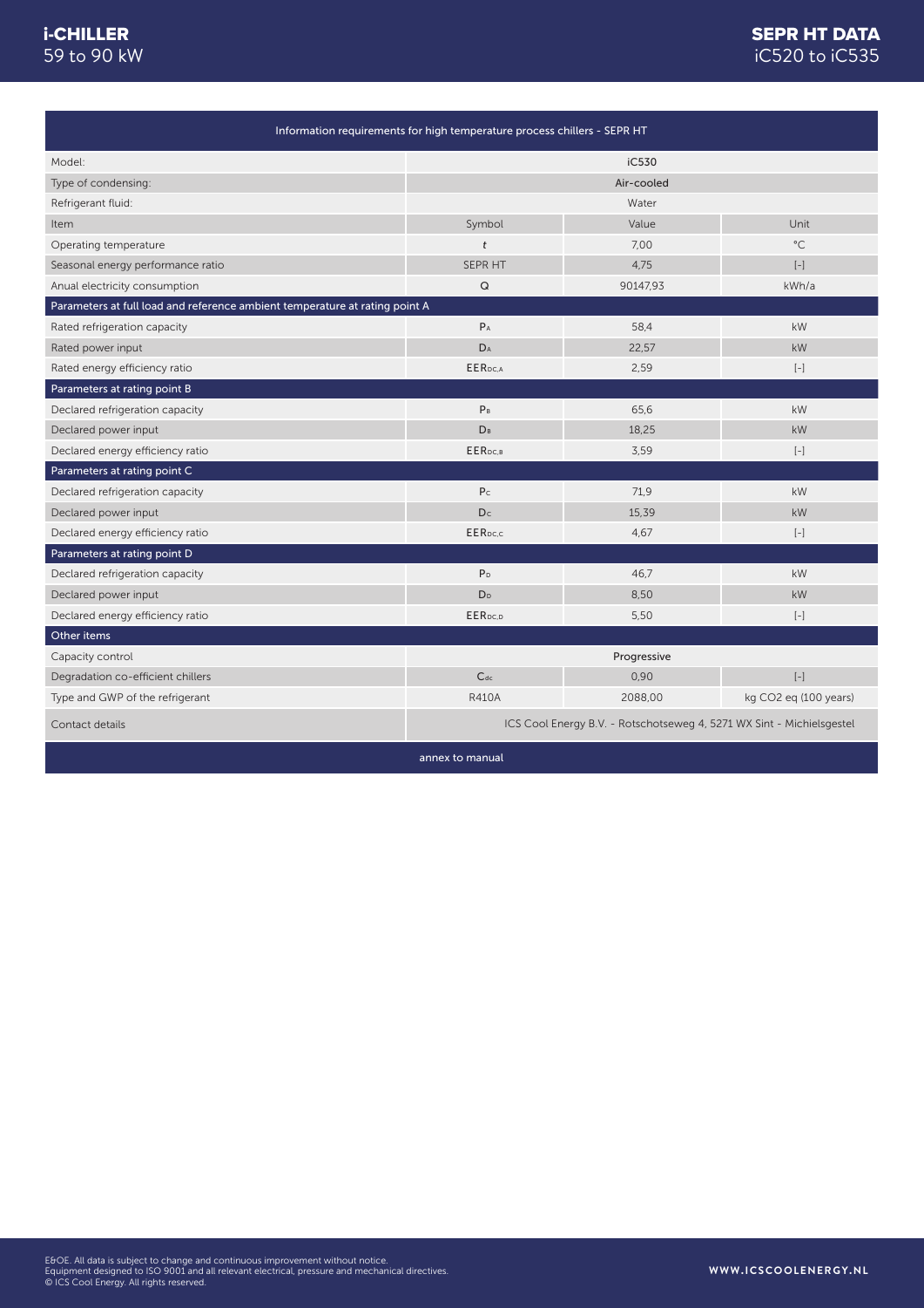# i-CHILLER
59 to 90 kW

# SEPR HT DATA
iC520 to iC535

| Information requirements for high temperature process chillers - SEPR HT | | | |
|---|---|---|---|
| Model: | iC530 | | |
| Type of condensing: | Air-cooled | | |
| Refrigerant fluid: | Water | | |
| Item | Symbol | Value | Unit |
| Operating temperature | *t* | 7,00 | °C |
| Seasonal energy performance ratio | SEPR HT | 4,75 | [-] |
| Anual electricity consumption | Q | 90147,93 | kWh/a |
| **Parameters at full load and reference ambient temperature at rating point A** | | | |
| Rated refrigeration capacity | $P_A$ | 58,4 | kW |
| Rated power input | $D_A$ | 22,57 | kW |
| Rated energy efficiency ratio | $EER_{DC,A}$ | 2,59 | [-] |
| **Parameters at rating point B** | | | |
| Declared refrigeration capacity | $P_B$ | 65,6 | kW |
| Declared power input | $D_B$ | 18,25 | kW |
| Declared energy efficiency ratio | $EER_{DC,B}$ | 3,59 | [-] |
| **Parameters at rating point C** | | | |
| Declared refrigeration capacity | $P_C$ | 71,9 | kW |
| Declared power input | $D_C$ | 15,39 | kW |
| Declared energy efficiency ratio | $EER_{DC,C}$ | 4,67 | [-] |
| **Parameters at rating point D** | | | |
| Declared refrigeration capacity | $P_D$ | 46,7 | kW |
| Declared power input | $D_D$ | 8,50 | kW |
| Declared energy efficiency ratio | $EER_{DC,D}$ | 5,50 | [-] |
| **Other items** | | | |
| Capacity control | Progressive | | |
| Degradation co-efficient chillers | $C_{dc}$ | 0,90 | [-] |
| Type and GWP of the refrigerant | R410A | 2088,00 | kg $CO_2$ eq (100 years) |
| Contact details | ICS Cool Energy B.V. - Rotschotseweg 4, 5271 WX Sint - Michielsgestel | | |
| annex to manual | | | |

E&OE. All data is subject to change and continuous improvement without notice.
Equipment designed to ISO 9001 and all relevant electrical, pressure and mechanical directives.
© ICS Cool Energy. All rights reserved.

WWW.ICSCOOLENERGY.NL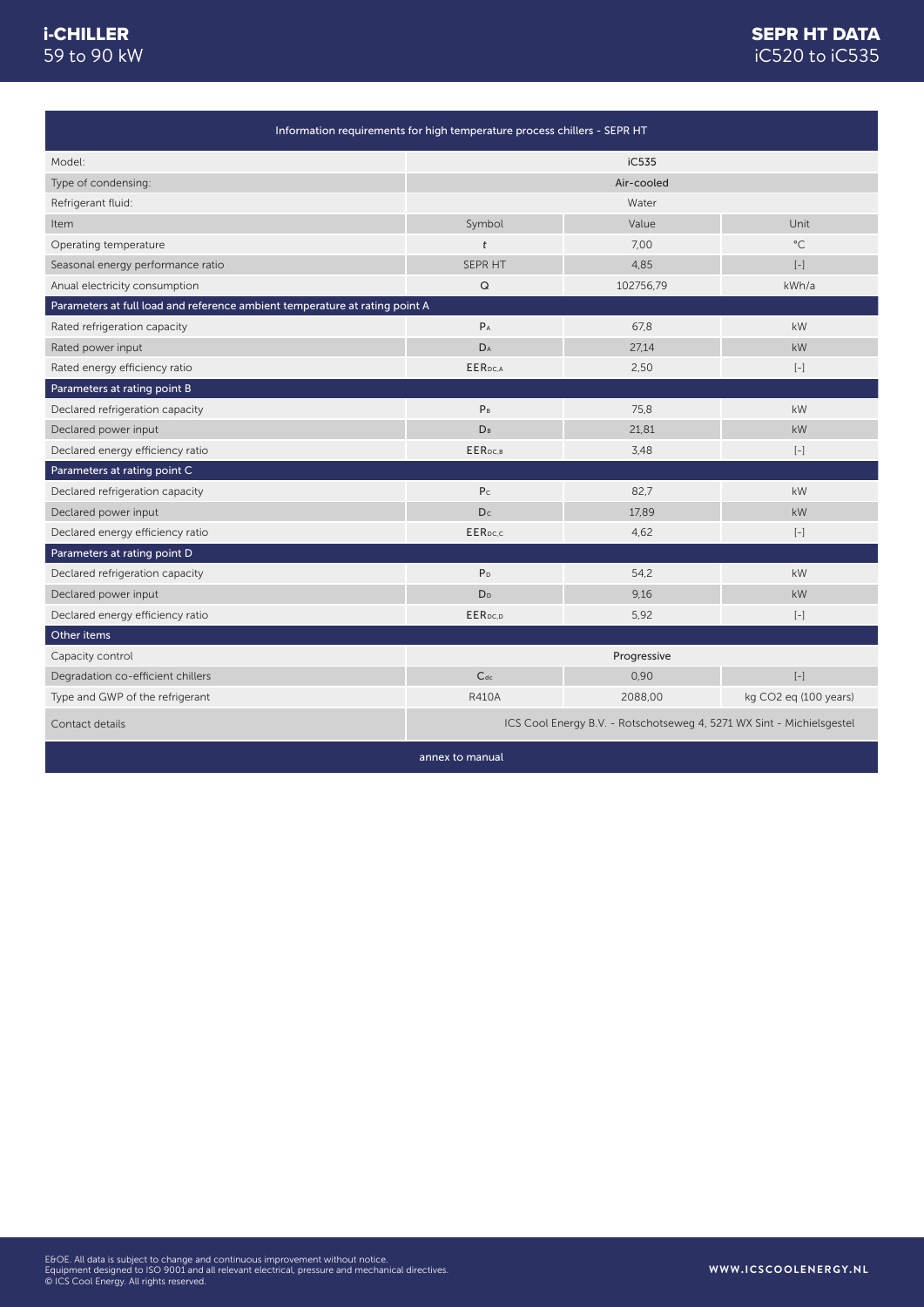# i-CHILLER
59 to 90 kW

# SEPR HT DATA
iC520 to iC535

| Information requirements for high temperature process chillers - SEPR HT | | | |
|---|---|---|---|
| Model: | iC535 | | |
| Type of condensing: | Air-cooled | | |
| Refrigerant fluid: | Water | | |
| Item | Symbol | Value | Unit |
| Operating temperature | $t$ | 7,00 | °C |
| Seasonal energy performance ratio | SEPR HT | 4,85 | [-] |
| Anual electricity consumption | Q | 102756,79 | kWh/a |
| **Parameters at full load and reference ambient temperature at rating point A** | | | |
| Rated refrigeration capacity | $P_A$ | 67,8 | kW |
| Rated power input | $D_A$ | 27,14 | kW |
| Rated energy efficiency ratio | $EER_{DC,A}$ | 2,50 | [-] |
| **Parameters at rating point B** | | | |
| Declared refrigeration capacity | $P_B$ | 75,8 | kW |
| Declared power input | $D_B$ | 21,81 | kW |
| Declared energy efficiency ratio | $EER_{DC,B}$ | 3,48 | [-] |
| **Parameters at rating point C** | | | |
| Declared refrigeration capacity | $P_C$ | 82,7 | kW |
| Declared power input | $D_C$ | 17,89 | kW |
| Declared energy efficiency ratio | $EER_{DC,C}$ | 4,62 | [-] |
| **Parameters at rating point D** | | | |
| Declared refrigeration capacity | $P_D$ | 54,2 | kW |
| Declared power input | $D_D$ | 9,16 | kW |
| Declared energy efficiency ratio | $EER_{DC,D}$ | 5,92 | [-] |
| **Other items** | | | |
| Capacity control | Progressive | | |
| Degradation co-efficient chillers | $C_{dc}$ | 0,90 | [-] |
| Type and GWP of the refrigerant | R410A | 2088,00 | kg CO2 eq (100 years) |
| Contact details | ICS Cool Energy B.V. - Rotschotseweg 4, 5271 WX Sint - Michielsgestel | | |

annex to manual

E&OE. All data is subject to change and continuous improvement without notice.
Equipment designed to ISO 9001 and all relevant electrical, pressure and mechanical directives.
© ICS Cool Energy. All rights reserved.

WWW.ICSCOOLENERGY.NL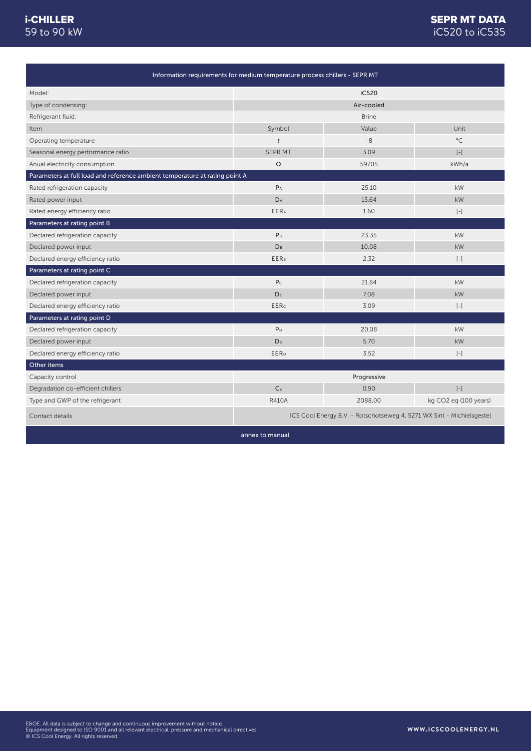| Information requirements for medium temperature process chillers - SEPR MT | | | |
|---|---|---|---|
| Model: | iC520 | | |
| Type of condensing: | Air-cooled | | |
| Refrigerant fluid: | Brine | | |
| Item | Symbol | Value | Unit |
| Operating temperature | $t$ | -8 | °C |
| Seasonal energy performance ratio | SEPR MT | 3.09 | [-] |
| Anual electricity consumption | Q | 59705 | kWh/a |
| **Parameters at full load and reference ambient temperature at rating point A** | | | |
| Rated refrigeration capacity | $P_A$ | 25.10 | kW |
| Rated power input | $D_A$ | 15.64 | kW |
| Rated energy efficiency ratio | $EER_A$ | 1.60 | [-] |
| **Parameters at rating point B** | | | |
| Declared refrigeration capacity | $P_B$ | 23.35 | kW |
| Declared power input | $D_B$ | 10.08 | kW |
| Declared energy efficiency ratio | $EER_B$ | 2.32 | [-] |
| **Parameters at rating point C** | | | |
| Declared refrigeration capacity | $P_C$ | 21.84 | kW |
| Declared power input | $D_C$ | 7.08 | kW |
| Declared energy efficiency ratio | $EER_C$ | 3.09 | [-] |
| **Parameters at rating point D** | | | |
| Declared refrigeration capacity | $P_D$ | 20.08 | kW |
| Declared power input | $D_D$ | 5.70 | kW |
| Declared energy efficiency ratio | $EER_D$ | 3.52 | [-] |
| **Other items** | | | |
| Capacity control | Progressive | | |
| Degradation co-efficient chillers | $C_c$ | 0,90 | [-] |
| Type and GWP of the refrigerant | R410A | 2088,00 | kg $CO_2$ eq (100 years) |
| Contact details | ICS Cool Energy B.V. - Rotschotseweg 4, 5271 WX Sint - Michielsgestel | | |

annex to manual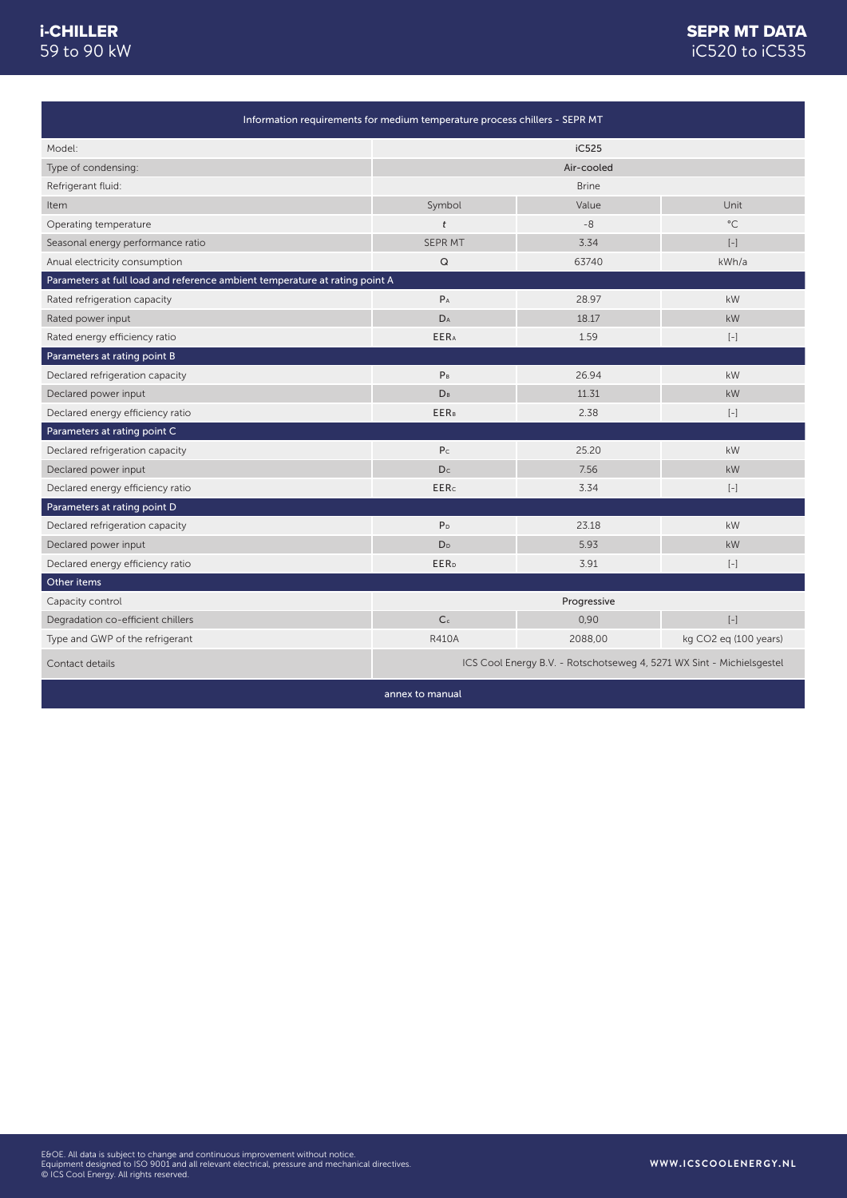| Information requirements for medium temperature process chillers - SEPR MT | | | |
|---|---|---|---|
| Model: | iC525 | | |
| Type of condensing: | Air-cooled | | |
| Refrigerant fluid: | Brine | | |
| Item | Symbol | Value | Unit |
| Operating temperature | *t* | -8 | °C |
| Seasonal energy performance ratio | SEPR MT | 3.34 | [-] |
| Anual electricity consumption | Q | 63740 | kWh/a |
| **Parameters at full load and reference ambient temperature at rating point A** | | | |
| Rated refrigeration capacity | $P_A$ | 28.97 | kW |
| Rated power input | $D_A$ | 18.17 | kW |
| Rated energy efficiency ratio | $EER_A$ | 1.59 | [-] |
| **Parameters at rating point B** | | | |
| Declared refrigeration capacity | $P_B$ | 26.94 | kW |
| Declared power input | $D_B$ | 11.31 | kW |
| Declared energy efficiency ratio | $EER_B$ | 2.38 | [-] |
| **Parameters at rating point C** | | | |
| Declared refrigeration capacity | $P_C$ | 25.20 | kW |
| Declared power input | $D_C$ | 7.56 | kW |
| Declared energy efficiency ratio | $EER_C$ | 3.34 | [-] |
| **Parameters at rating point D** | | | |
| Declared refrigeration capacity | $P_D$ | 23.18 | kW |
| Declared power input | $D_D$ | 5.93 | kW |
| Declared energy efficiency ratio | $EER_D$ | 3.91 | [-] |
| **Other items** | | | |
| Capacity control | Progressive | | |
| Degradation co-efficient chillers | $C_c$ | 0,90 | [-] |
| Type and GWP of the refrigerant | R410A | 2088,00 | kg $CO_2$ eq (100 years) |
| Contact details | ICS Cool Energy B.V. - Rotschotseweg 4, 5271 WX Sint - Michielsgestel | | |

annex to manual

E&OE. All data is subject to change and continuous improvement without notice.
Equipment designed to ISO 9001 and all relevant electrical, pressure and mechanical directives.
© ICS Cool Energy. All rights reserved.

WWW.ICSCOOLENERGY.NL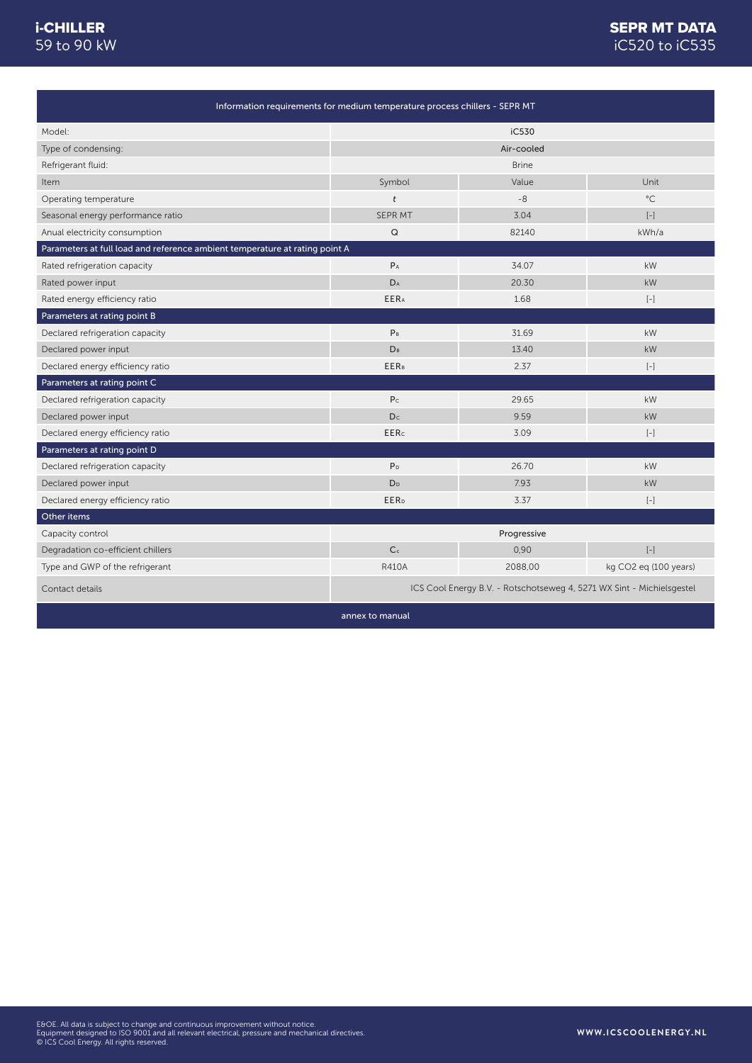| Information requirements for medium temperature process chillers - SEPR MT | | | |
|---|---|---|---|
| Model: | iC530 | | |
| Type of condensing: | Air-cooled | | |
| Refrigerant fluid: | Brine | | |
| Item | Symbol | Value | Unit |
| Operating temperature | *t* | -8 | °C |
| Seasonal energy performance ratio | SEPR MT | 3.04 | [-] |
| Anual electricity consumption | Q | 82140 | kWh/a |
| **Parameters at full load and reference ambient temperature at rating point A** | | | |
| Rated refrigeration capacity | $P_A$ | 34.07 | kW |
| Rated power input | $D_A$ | 20.30 | kW |
| Rated energy efficiency ratio | $EER_A$ | 1.68 | [-] |
| **Parameters at rating point B** | | | |
| Declared refrigeration capacity | $P_B$ | 31.69 | kW |
| Declared power input | $D_B$ | 13.40 | kW |
| Declared energy efficiency ratio | $EER_B$ | 2.37 | [-] |
| **Parameters at rating point C** | | | |
| Declared refrigeration capacity | $P_C$ | 29.65 | kW |
| Declared power input | $D_C$ | 9.59 | kW |
| Declared energy efficiency ratio | $EER_C$ | 3.09 | [-] |
| **Parameters at rating point D** | | | |
| Declared refrigeration capacity | $P_D$ | 26.70 | kW |
| Declared power input | $D_D$ | 7.93 | kW |
| Declared energy efficiency ratio | $EER_D$ | 3.37 | [-] |
| **Other items** | | | |
| Capacity control | Progressive | | |
| Degradation co-efficient chillers | $C_c$ | 0,90 | [-] |
| Type and GWP of the refrigerant | R410A | 2088,00 | kg $CO_2$ eq (100 years) |
| Contact details | ICS Cool Energy B.V. - Rotschotseweg 4, 5271 WX Sint - Michielsgestel | | |

annex to manual

E&OE. All data is subject to change and continuous improvement without notice.
Equipment designed to ISO 9001 and all relevant electrical, pressure and mechanical directives.
© ICS Cool Energy. All rights reserved.

WWW.ICSCOOLENERGY.NL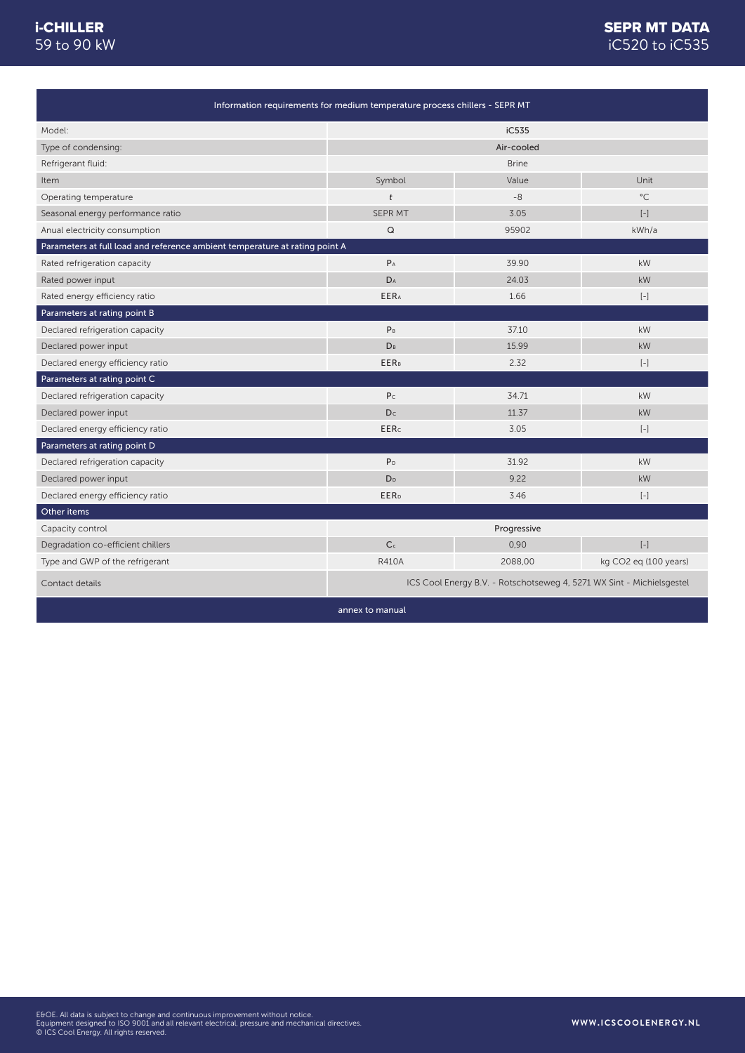# i-CHILLER
59 to 90 kW

# SEPR MT DATA
iC520 to iC535

| Information requirements for medium temperature process chillers - SEPR MT | | | |
|---|---|---|---|
| Model: | iC535 | | |
| Type of condensing: | Air-cooled | | |
| Refrigerant fluid: | Brine | | |
| Item | Symbol | Value | Unit |
| Operating temperature | *t* | -8 | °C |
| Seasonal energy performance ratio | SEPR MT | 3.05 | [-] |
| Anual electricity consumption | Q | 95902 | kWh/a |
| **Parameters at full load and reference ambient temperature at rating point A** | | | |
| Rated refrigeration capacity | $P_A$ | 39.90 | kW |
| Rated power input | $D_A$ | 24.03 | kW |
| Rated energy efficiency ratio | $EER_A$ | 1.66 | [-] |
| **Parameters at rating point B** | | | |
| Declared refrigeration capacity | $P_B$ | 37.10 | kW |
| Declared power input | $D_B$ | 15.99 | kW |
| Declared energy efficiency ratio | $EER_B$ | 2.32 | [-] |
| **Parameters at rating point C** | | | |
| Declared refrigeration capacity | $P_C$ | 34.71 | kW |
| Declared power input | $D_C$ | 11.37 | kW |
| Declared energy efficiency ratio | $EER_C$ | 3.05 | [-] |
| **Parameters at rating point D** | | | |
| Declared refrigeration capacity | $P_D$ | 31.92 | kW |
| Declared power input | $D_D$ | 9.22 | kW |
| Declared energy efficiency ratio | $EER_D$ | 3.46 | [-] |
| **Other items** | | | |
| Capacity control | Progressive | | |
| Degradation co-efficient chillers | $C_c$ | 0,90 | [-] |
| Type and GWP of the refrigerant | R410A | 2088,00 | kg $CO_2$ eq (100 years) |
| Contact details | ICS Cool Energy B.V. - Rotschotseweg 4, 5271 WX Sint - Michielsgestel | | |

annex to manual

E&OE. All data is subject to change and continuous improvement without notice.
Equipment designed to ISO 9001 and all relevant electrical, pressure and mechanical directives.
© ICS Cool Energy. All rights reserved.

WWW.ICSCOOLENERGY.NL